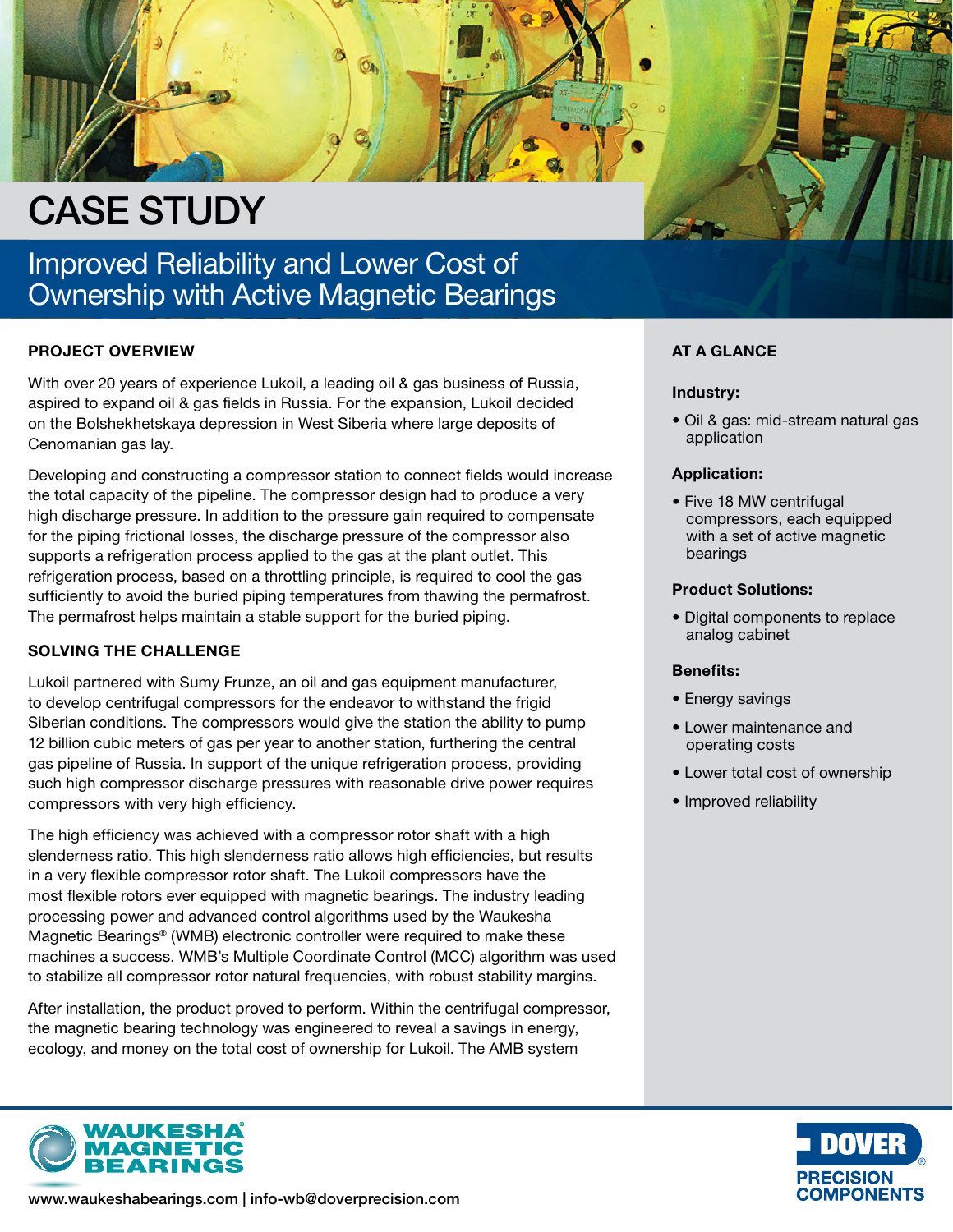# CASE STUDY

## Improved Reliability and Lower Cost of Ownership with Active Magnetic Bearings

### PROJECT OVERVIEW

With over 20 years of experience Lukoil, a leading oil & gas business of Russia, aspired to expand oil & gas fields in Russia. For the expansion, Lukoil decided on the Bolshekhetskaya depression in West Siberia where large deposits of Cenomanian gas lay.

Developing and constructing a compressor station to connect fields would increase the total capacity of the pipeline. The compressor design had to produce a very high discharge pressure. In addition to the pressure gain required to compensate for the piping frictional losses, the discharge pressure of the compressor also supports a refrigeration process applied to the gas at the plant outlet. This refrigeration process, based on a throttling principle, is required to cool the gas sufficiently to avoid the buried piping temperatures from thawing the permafrost. The permafrost helps maintain a stable support for the buried piping.

### SOLVING THE CHALLENGE

Lukoil partnered with Sumy Frunze, an oil and gas equipment manufacturer, to develop centrifugal compressors for the endeavor to withstand the frigid Siberian conditions. The compressors would give the station the ability to pump 12 billion cubic meters of gas per year to another station, furthering the central gas pipeline of Russia. In support of the unique refrigeration process, providing such high compressor discharge pressures with reasonable drive power requires compressors with very high efficiency.

The high efficiency was achieved with a compressor rotor shaft with a high slenderness ratio. This high slenderness ratio allows high efficiencies, but results in a very flexible compressor rotor shaft. The Lukoil compressors have the most flexible rotors ever equipped with magnetic bearings. The industry leading processing power and advanced control algorithms used by the Waukesha Magnetic Bearings® (WMB) electronic controller were required to make these machines a success. WMB's Multiple Coordinate Control (MCC) algorithm was used to stabilize all compressor rotor natural frequencies, with robust stability margins.

After installation, the product proved to perform. Within the centrifugal compressor, the magnetic bearing technology was engineered to reveal a savings in energy, ecology, and money on the total cost of ownership for Lukoil. The AMB system

### AT A GLANCE

**Industry:**

- Oil & gas: mid-stream natural gas application

**Application:**

- Five 18 MW centrifugal compressors, each equipped with a set of active magnetic bearings

**Product Solutions:**

- Digital components to replace analog cabinet

**Benefits:**

- Energy savings
- Lower maintenance and operating costs
- Lower total cost of ownership
- Improved reliability

WAUKESHA MAGNETIC BEARINGS

www.waukeshabearings.com | info-wb@doverprecision.com

DOVER PRECISION COMPONENTS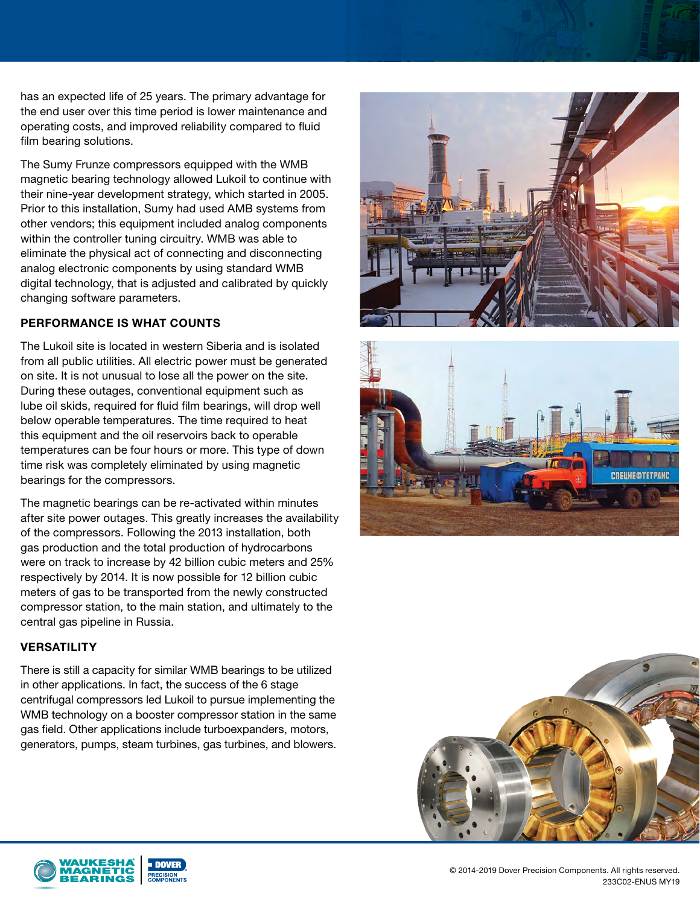has an expected life of 25 years. The primary advantage for the end user over this time period is lower maintenance and operating costs, and improved reliability compared to fluid film bearing solutions.

The Sumy Frunze compressors equipped with the WMB magnetic bearing technology allowed Lukoil to continue with their nine-year development strategy, which started in 2005. Prior to this installation, Sumy had used AMB systems from other vendors; this equipment included analog components within the controller tuning circuitry. WMB was able to eliminate the physical act of connecting and disconnecting analog electronic components by using standard WMB digital technology, that is adjusted and calibrated by quickly changing software parameters.

## PERFORMANCE IS WHAT COUNTS

The Lukoil site is located in western Siberia and is isolated from all public utilities. All electric power must be generated on site. It is not unusual to lose all the power on the site. During these outages, conventional equipment such as lube oil skids, required for fluid film bearings, will drop well below operable temperatures. The time required to heat this equipment and the oil reservoirs back to operable temperatures can be four hours or more. This type of down time risk was completely eliminated by using magnetic bearings for the compressors.

The magnetic bearings can be re-activated within minutes after site power outages. This greatly increases the availability of the compressors. Following the 2013 installation, both gas production and the total production of hydrocarbons were on track to increase by 42 billion cubic meters and 25% respectively by 2014. It is now possible for 12 billion cubic meters of gas to be transported from the newly constructed compressor station, to the main station, and ultimately to the central gas pipeline in Russia.

## VERSATILITY

There is still a capacity for similar WMB bearings to be utilized in other applications. In fact, the success of the 6 stage centrifugal compressors led Lukoil to pursue implementing the WMB technology on a booster compressor station in the same gas field. Other applications include turboexpanders, motors, generators, pumps, steam turbines, gas turbines, and blowers.

© 2014-2019 Dover Precision Components. All rights reserved.
233C02-ENUS MY19